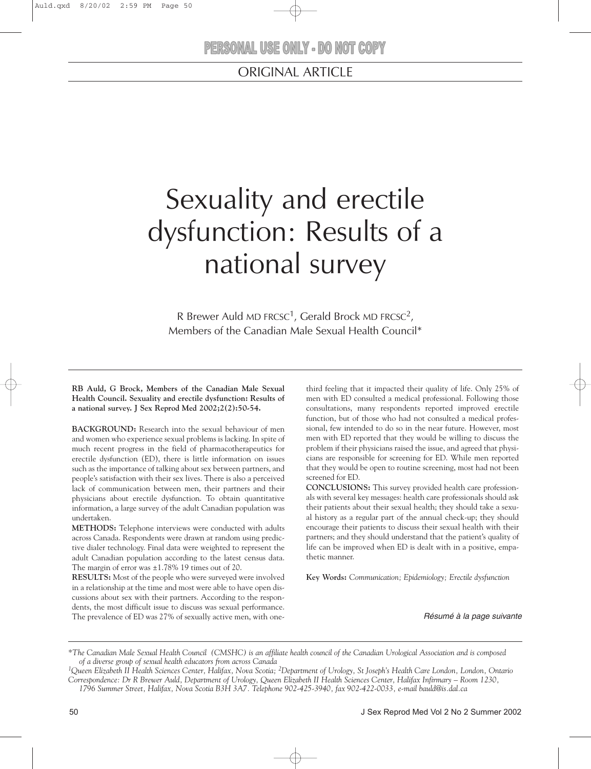PERSONAL USE ONLY - DO NOT COPY

ORIGINAL ARTICLE

# Sexuality and erectile dysfunction: Results of a national survey

R Brewer Auld MD FRCSC[1], Gerald Brock MD FRCSC[2], Members of the Canadian Male Sexual Health Council*

**RB Auld, G Brock, Members of the Canadian Male Sexual Health Council. Sexuality and erectile dysfunction: Results of a national survey. J Sex Reprod Med 2002;2(2):50-54.**

**BACKGROUND:** Research into the sexual behaviour of men and women who experience sexual problems is lacking. In spite of much recent progress in the field of pharmacotherapeutics for erectile dysfunction (ED), there is little information on issues such as the importance of talking about sex between partners, and people's satisfaction with their sex lives. There is also a perceived lack of communication between men, their partners and their physicians about erectile dysfunction. To obtain quantitative information, a large survey of the adult Canadian population was undertaken.

**METHODS:** Telephone interviews were conducted with adults across Canada. Respondents were drawn at random using predictive dialer technology. Final data were weighted to represent the adult Canadian population according to the latest census data. The margin of error was ±1.78% 19 times out of 20.

**RESULTS:** Most of the people who were surveyed were involved in a relationship at the time and most were able to have open discussions about sex with their partners. According to the respondents, the most difficult issue to discuss was sexual performance. The prevalence of ED was 27% of sexually active men, with one-third feeling that it impacted their quality of life. Only 25% of men with ED consulted a medical professional. Following those consultations, many respondents reported improved erectile function, but of those who had not consulted a medical professional, few intended to do so in the near future. However, most men with ED reported that they would be willing to discuss the problem if their physicians raised the issue, and agreed that physicians are responsible for screening for ED. While men reported that they would be open to routine screening, most had not been screened for ED.

**CONCLUSIONS:** This survey provided health care professionals with several key messages: health care professionals should ask their patients about their sexual health; they should take a sexual history as a regular part of the annual check-up; they should encourage their patients to discuss their sexual health with their partners; and they should understand that the patient's quality of life can be improved when ED is dealt with in a positive, empathetic manner.

**Key Words:** *Communication; Epidemiology; Erectile dysfunction*

*Résumé à la page suivante*

*\*The Canadian Male Sexual Health Council (CMSHC) is an affiliate health council of the Canadian Urological Association and is composed of a diverse group of sexual health educators from across Canada*

*[1]Queen Elizabeth II Health Sciences Center, Halifax, Nova Scotia; [2]Department of Urology, St Joseph's Health Care London, London, Ontario*

*Correspondence: Dr R Brewer Auld, Department of Urology, Queen Elizabeth II Health Sciences Center, Halifax Infirmary – Room 1230, 1796 Summer Street, Halifax, Nova Scotia B3H 3A7. Telephone 902-425-3940, fax 902-422-0033, e-mail bauld@is.dal.ca*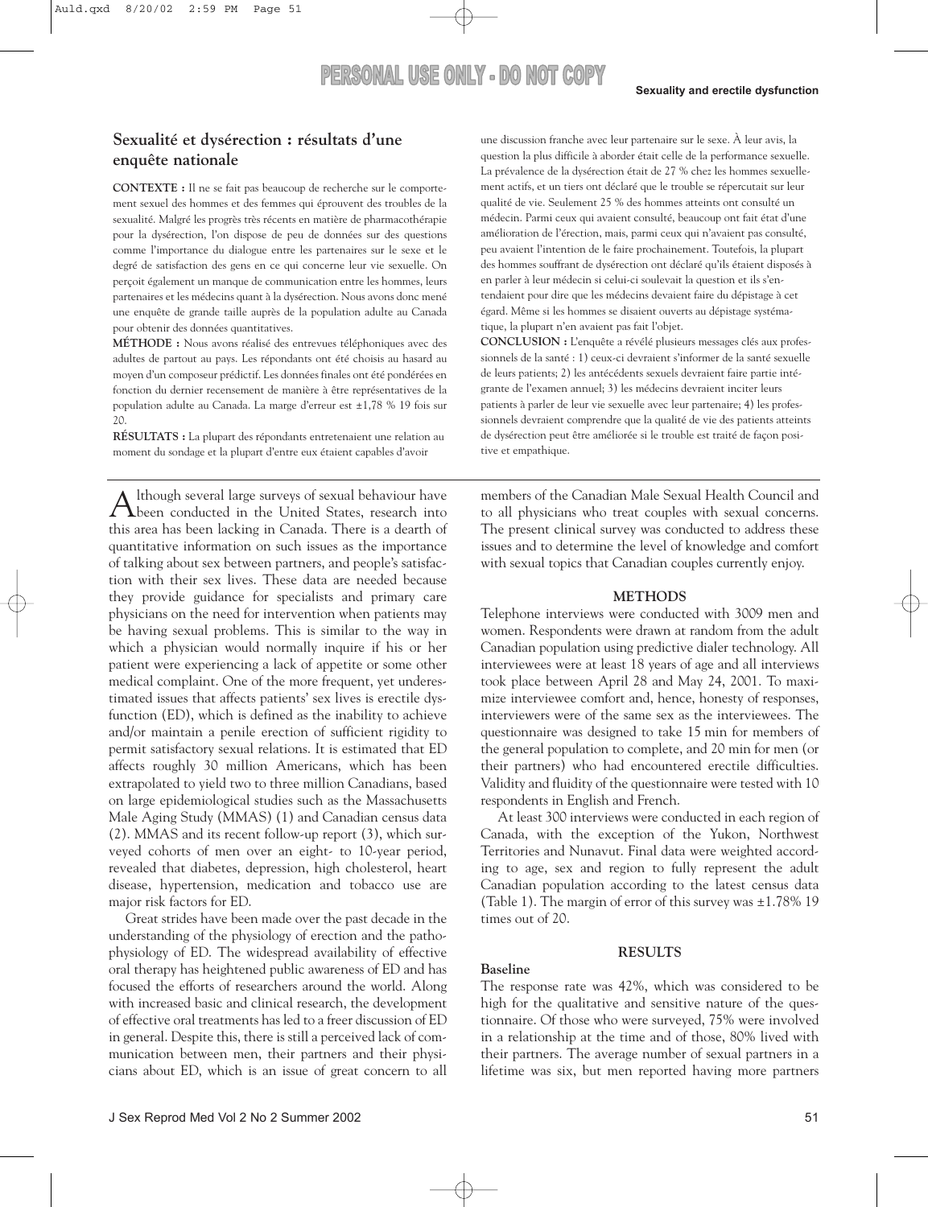## Sexualité et dysérection : résultats d'une enquête nationale

**CONTEXTE :** Il ne se fait pas beaucoup de recherche sur le comportement sexuel des hommes et des femmes qui éprouvent des troubles de la sexualité. Malgré les progrès très récents en matière de pharmacothérapie pour la dysérection, l'on dispose de peu de données sur des questions comme l'importance du dialogue entre les partenaires sur le sexe et le degré de satisfaction des gens en ce qui concerne leur vie sexuelle. On perçoit également un manque de communication entre les hommes, leurs partenaires et les médecins quant à la dysérection. Nous avons donc mené une enquête de grande taille auprès de la population adulte au Canada pour obtenir des données quantitatives.

**MÉTHODE :** Nous avons réalisé des entrevues téléphoniques avec des adultes de partout au pays. Les répondants ont été choisis au hasard au moyen d'un composeur prédictif. Les données finales ont été pondérées en fonction du dernier recensement de manière à être représentatives de la population adulte au Canada. La marge d'erreur est ±1,78 % 19 fois sur 20.

**RÉSULTATS :** La plupart des répondants entretenaient une relation au moment du sondage et la plupart d'entre eux étaient capables d'avoir une discussion franche avec leur partenaire sur le sexe. À leur avis, la question la plus difficile à aborder était celle de la performance sexuelle. La prévalence de la dysérection était de 27 % chez les hommes sexuellement actifs, et un tiers ont déclaré que le trouble se répercutait sur leur qualité de vie. Seulement 25 % des hommes atteints ont consulté un médecin. Parmi ceux qui avaient consulté, beaucoup ont fait état d'une amélioration de l'érection, mais, parmi ceux qui n'avaient pas consulté, peu avaient l'intention de le faire prochainement. Toutefois, la plupart des hommes souffrant de dysérection ont déclaré qu'ils étaient disposés à en parler à leur médecin si celui-ci soulevait la question et ils s'entendaient pour dire que les médecins devaient faire du dépistage à cet égard. Même si les hommes se disaient ouverts au dépistage systématique, la plupart n'en avaient pas fait l'objet.

**CONCLUSION :** L'enquête a révélé plusieurs messages clés aux professionnels de la santé : 1) ceux-ci devraient s'informer de la santé sexuelle de leurs patients; 2) les antécédents sexuels devraient faire partie intégrante de l'examen annuel; 3) les médecins devraient inciter leurs patients à parler de leur vie sexuelle avec leur partenaire; 4) les professionnels devraient comprendre que la qualité de vie des patients atteints de dysérection peut être améliorée si le trouble est traité de façon positive et empathique.

Although several large surveys of sexual behaviour have been conducted in the United States, research into this area has been lacking in Canada. There is a dearth of quantitative information on such issues as the importance of talking about sex between partners, and people's satisfaction with their sex lives. These data are needed because they provide guidance for specialists and primary care physicians on the need for intervention when patients may be having sexual problems. This is similar to the way in which a physician would normally inquire if his or her patient were experiencing a lack of appetite or some other medical complaint. One of the more frequent, yet underestimated issues that affects patients' sex lives is erectile dysfunction (ED), which is defined as the inability to achieve and/or maintain a penile erection of sufficient rigidity to permit satisfactory sexual relations. It is estimated that ED affects roughly 30 million Americans, which has been extrapolated to yield two to three million Canadians, based on large epidemiological studies such as the Massachusetts Male Aging Study (MMAS) (1) and Canadian census data (2). MMAS and its recent follow-up report (3), which surveyed cohorts of men over an eight- to 10-year period, revealed that diabetes, depression, high cholesterol, heart disease, hypertension, medication and tobacco use are major risk factors for ED.

Great strides have been made over the past decade in the understanding of the physiology of erection and the pathophysiology of ED. The widespread availability of effective oral therapy has heightened public awareness of ED and has focused the efforts of researchers around the world. Along with increased basic and clinical research, the development of effective oral treatments has led to a freer discussion of ED in general. Despite this, there is still a perceived lack of communication between men, their partners and their physicians about ED, which is an issue of great concern to all members of the Canadian Male Sexual Health Council and to all physicians who treat couples with sexual concerns. The present clinical survey was conducted to address these issues and to determine the level of knowledge and comfort with sexual topics that Canadian couples currently enjoy.

### METHODS

Telephone interviews were conducted with 3009 men and women. Respondents were drawn at random from the adult Canadian population using predictive dialer technology. All interviewees were at least 18 years of age and all interviews took place between April 28 and May 24, 2001. To maximize interviewee comfort and, hence, honesty of responses, interviewers were of the same sex as the interviewees. The questionnaire was designed to take 15 min for members of the general population to complete, and 20 min for men (or their partners) who had encountered erectile difficulties. Validity and fluidity of the questionnaire were tested with 10 respondents in English and French.

At least 300 interviews were conducted in each region of Canada, with the exception of the Yukon, Northwest Territories and Nunavut. Final data were weighted according to age, sex and region to fully represent the adult Canadian population according to the latest census data (Table 1). The margin of error of this survey was ±1.78% 19 times out of 20.

### RESULTS

#### Baseline

The response rate was 42%, which was considered to be high for the qualitative and sensitive nature of the questionnaire. Of those who were surveyed, 75% were involved in a relationship at the time and of those, 80% lived with their partners. The average number of sexual partners in a lifetime was six, but men reported having more partners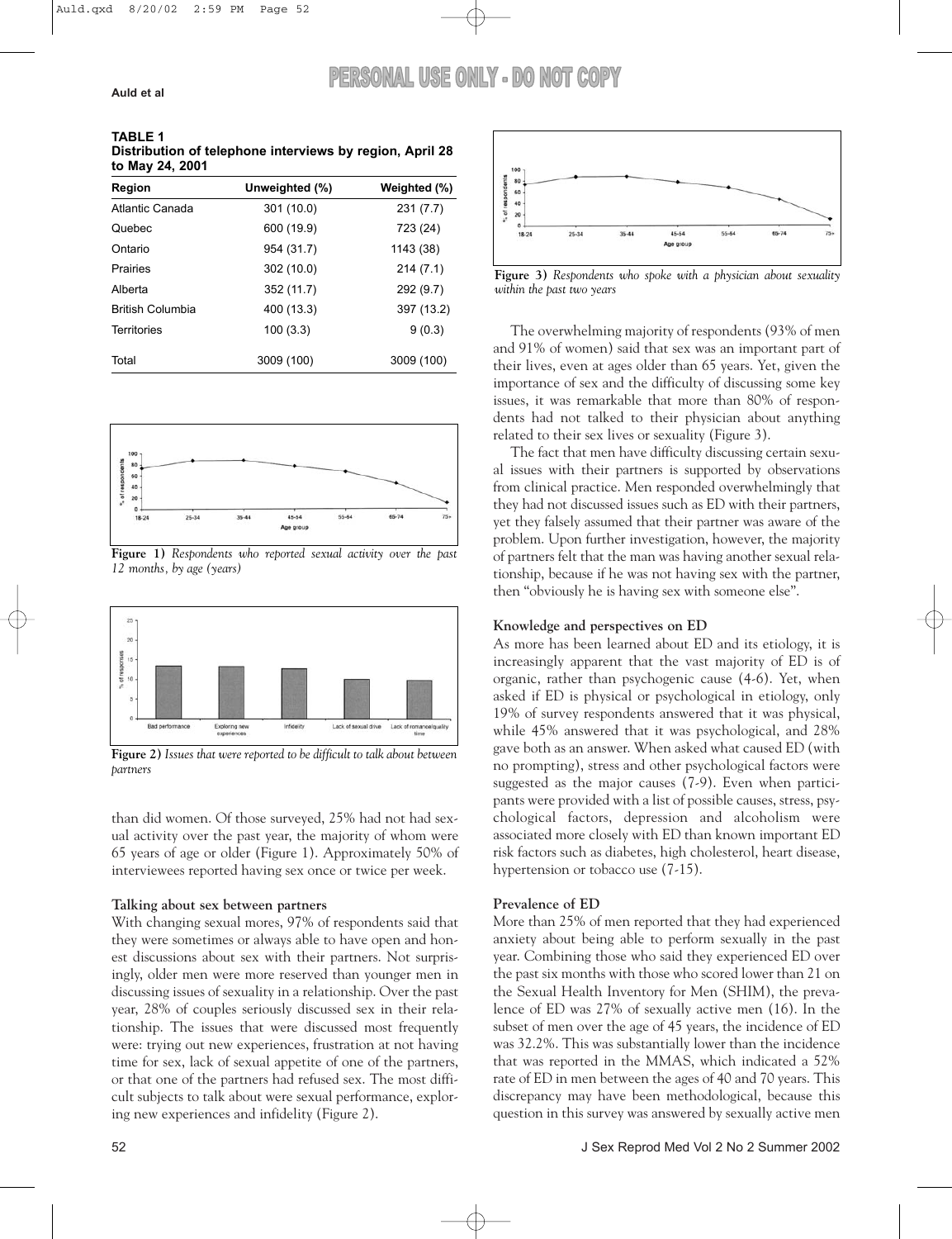**TABLE 1**
**Distribution of telephone interviews by region, April 28 to May 24, 2001**

| Region | Unweighted (%) | Weighted (%) |
|---|---|---|
| Atlantic Canada | 301 (10.0) | 231 (7.7) |
| Quebec | 600 (19.9) | 723 (24) |
| Ontario | 954 (31.7) | 1143 (38) |
| Prairies | 302 (10.0) | 214 (7.1) |
| Alberta | 352 (11.7) | 292 (9.7) |
| British Columbia | 400 (13.3) | 397 (13.2) |
| Territories | 100 (3.3) | 9 (0.3) |
| Total | 3009 (100) | 3009 (100) |

**Figure 1)** *Respondents who reported sexual activity over the past 12 months, by age (years)*

**Figure 2)** *Issues that were reported to be difficult to talk about between partners*

than did women. Of those surveyed, 25% had not had sexual activity over the past year, the majority of whom were 65 years of age or older (Figure 1). Approximately 50% of interviewees reported having sex once or twice per week.

**Talking about sex between partners**

With changing sexual mores, 97% of respondents said that they were sometimes or always able to have open and honest discussions about sex with their partners. Not surprisingly, older men were more reserved than younger men in discussing issues of sexuality in a relationship. Over the past year, 28% of couples seriously discussed sex in their relationship. The issues that were discussed most frequently were: trying out new experiences, frustration at not having time for sex, lack of sexual appetite of one of the partners, or that one of the partners had refused sex. The most difficult subjects to talk about were sexual performance, exploring new experiences and infidelity (Figure 2).

**Figure 3)** *Respondents who spoke with a physician about sexuality within the past two years*

The overwhelming majority of respondents (93% of men and 91% of women) said that sex was an important part of their lives, even at ages older than 65 years. Yet, given the importance of sex and the difficulty of discussing some key issues, it was remarkable that more than 80% of respondents had not talked to their physician about anything related to their sex lives or sexuality (Figure 3).

The fact that men have difficulty discussing certain sexual issues with their partners is supported by observations from clinical practice. Men responded overwhelmingly that they had not discussed issues such as ED with their partners, yet they falsely assumed that their partner was aware of the problem. Upon further investigation, however, the majority of partners felt that the man was having another sexual relationship, because if he was not having sex with the partner, then "obviously he is having sex with someone else".

**Knowledge and perspectives on ED**

As more has been learned about ED and its etiology, it is increasingly apparent that the vast majority of ED is of organic, rather than psychogenic cause (4-6). Yet, when asked if ED is physical or psychological in etiology, only 19% of survey respondents answered that it was physical, while 45% answered that it was psychological, and 28% gave both as an answer. When asked what caused ED (with no prompting), stress and other psychological factors were suggested as the major causes (7-9). Even when participants were provided with a list of possible causes, stress, psychological factors, depression and alcoholism were associated more closely with ED than known important ED risk factors such as diabetes, high cholesterol, heart disease, hypertension or tobacco use (7-15).

**Prevalence of ED**

More than 25% of men reported that they had experienced anxiety about being able to perform sexually in the past year. Combining those who said they experienced ED over the past six months with those who scored lower than 21 on the Sexual Health Inventory for Men (SHIM), the prevalence of ED was 27% of sexually active men (16). In the subset of men over the age of 45 years, the incidence of ED was 32.2%. This was substantially lower than the incidence that was reported in the MMAS, which indicated a 52% rate of ED in men between the ages of 40 and 70 years. This discrepancy may have been methodological, because this question in this survey was answered by sexually active men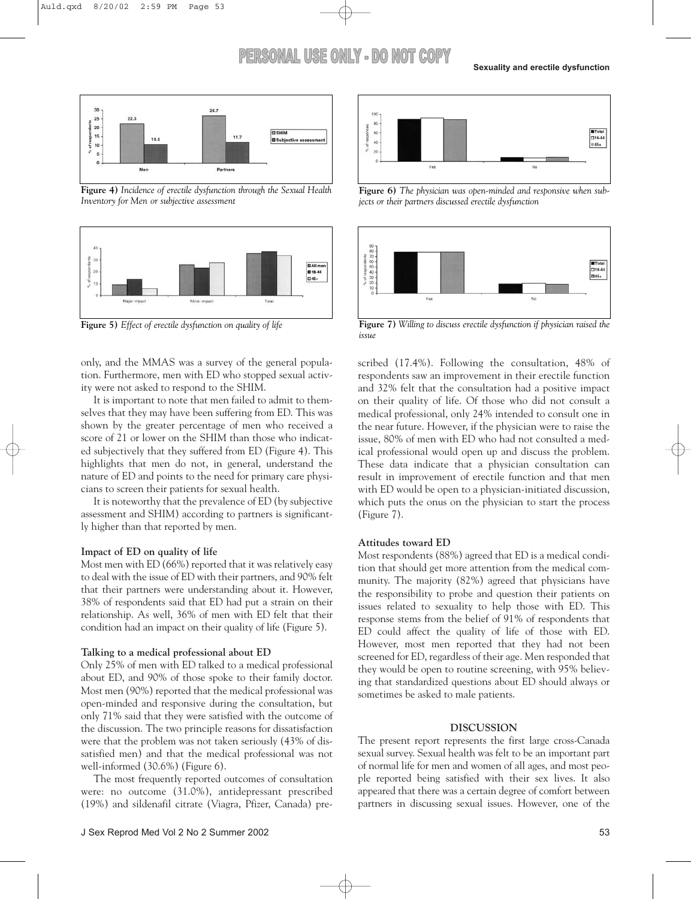**Figure 4)** *Incidence of erectile dysfunction through the Sexual Health Inventory for Men or subjective assessment*

**Figure 5)** *Effect of erectile dysfunction on quality of life*

**Figure 6)** *The physician was open-minded and responsive when subjects or their partners discussed erectile dysfunction*

**Figure 7)** *Willing to discuss erectile dysfunction if physician raised the issue*

only, and the MMAS was a survey of the general population. Furthermore, men with ED who stopped sexual activity were not asked to respond to the SHIM.

It is important to note that men failed to admit to themselves that they may have been suffering from ED. This was shown by the greater percentage of men who received a score of 21 or lower on the SHIM than those who indicated subjectively that they suffered from ED (Figure 4). This highlights that men do not, in general, understand the nature of ED and points to the need for primary care physicians to screen their patients for sexual health.

It is noteworthy that the prevalence of ED (by subjective assessment and SHIM) according to partners is significantly higher than that reported by men.

### Impact of ED on quality of life

Most men with ED (66%) reported that it was relatively easy to deal with the issue of ED with their partners, and 90% felt that their partners were understanding about it. However, 38% of respondents said that ED had put a strain on their relationship. As well, 36% of men with ED felt that their condition had an impact on their quality of life (Figure 5).

### Talking to a medical professional about ED

Only 25% of men with ED talked to a medical professional about ED, and 90% of those spoke to their family doctor. Most men (90%) reported that the medical professional was open-minded and responsive during the consultation, but only 71% said that they were satisfied with the outcome of the discussion. The two principle reasons for dissatisfaction were that the problem was not taken seriously (43% of dissatisfied men) and that the medical professional was not well-informed (30.6%) (Figure 6).

The most frequently reported outcomes of consultation were: no outcome (31.0%), antidepressant prescribed (19%) and sildenafil citrate (Viagra, Pfizer, Canada) prescribed (17.4%). Following the consultation, 48% of respondents saw an improvement in their erectile function and 32% felt that the consultation had a positive impact on their quality of life. Of those who did not consult a medical professional, only 24% intended to consult one in the near future. However, if the physician were to raise the issue, 80% of men with ED who had not consulted a medical professional would open up and discuss the problem. These data indicate that a physician consultation can result in improvement of erectile function and that men with ED would be open to a physician-initiated discussion, which puts the onus on the physician to start the process (Figure 7).

### Attitudes toward ED

Most respondents (88%) agreed that ED is a medical condition that should get more attention from the medical community. The majority (82%) agreed that physicians have the responsibility to probe and question their patients on issues related to sexuality to help those with ED. This response stems from the belief of 91% of respondents that ED could affect the quality of life of those with ED. However, most men reported that they had not been screened for ED, regardless of their age. Men responded that they would be open to routine screening, with 95% believing that standardized questions about ED should always or sometimes be asked to male patients.

## DISCUSSION

The present report represents the first large cross-Canada sexual survey. Sexual health was felt to be an important part of normal life for men and women of all ages, and most people reported being satisfied with their sex lives. It also appeared that there was a certain degree of comfort between partners in discussing sexual issues. However, one of the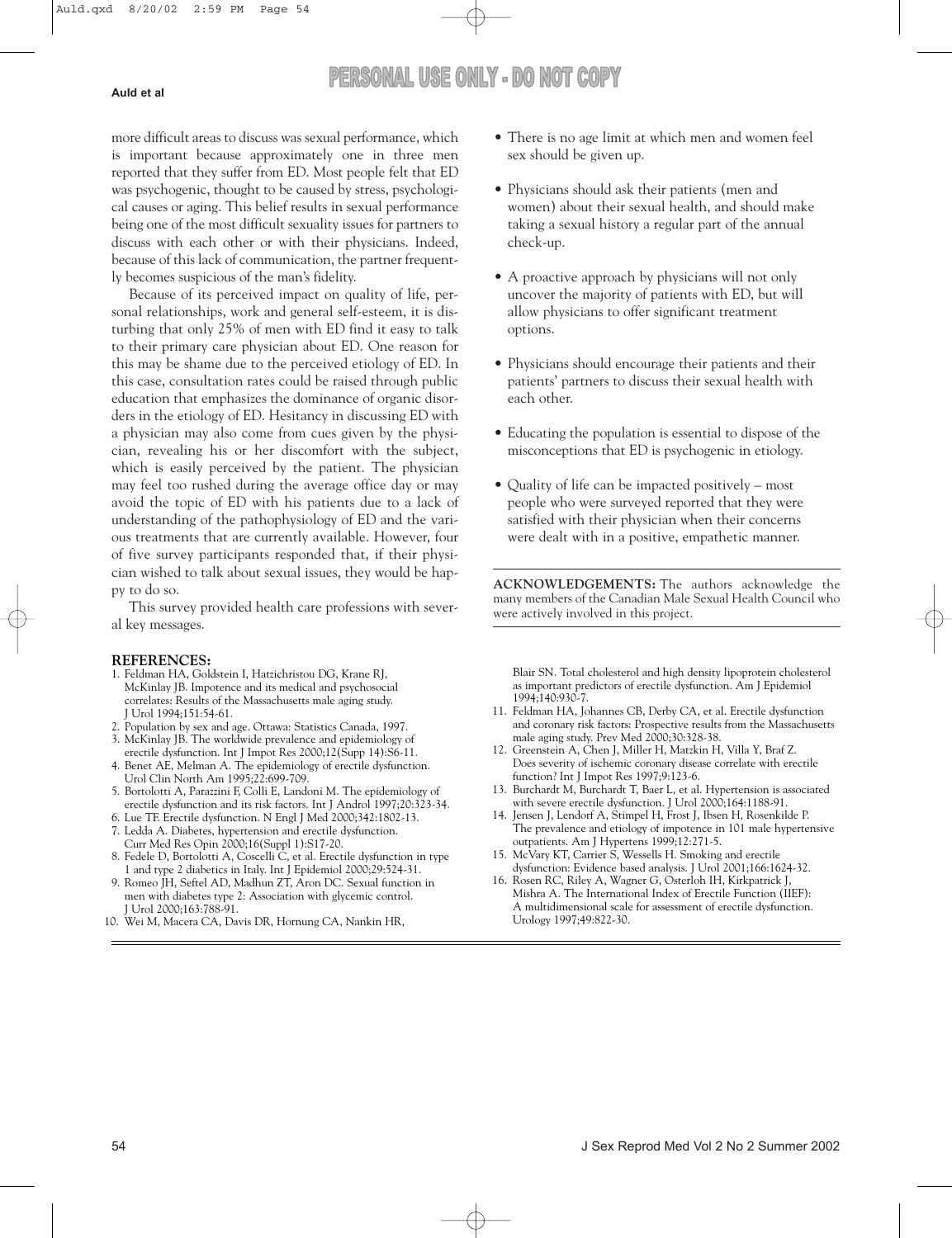more difficult areas to discuss was sexual performance, which is important because approximately one in three men reported that they suffer from ED. Most people felt that ED was psychogenic, thought to be caused by stress, psychological causes or aging. This belief results in sexual performance being one of the most difficult sexuality issues for partners to discuss with each other or with their physicians. Indeed, because of this lack of communication, the partner frequently becomes suspicious of the man's fidelity.

Because of its perceived impact on quality of life, personal relationships, work and general self-esteem, it is disturbing that only 25% of men with ED find it easy to talk to their primary care physician about ED. One reason for this may be shame due to the perceived etiology of ED. In this case, consultation rates could be raised through public education that emphasizes the dominance of organic disorders in the etiology of ED. Hesitancy in discussing ED with a physician may also come from cues given by the physician, revealing his or her discomfort with the subject, which is easily perceived by the patient. The physician may feel too rushed during the average office day or may avoid the topic of ED with his patients due to a lack of understanding of the pathophysiology of ED and the various treatments that are currently available. However, four of five survey participants responded that, if their physician wished to talk about sexual issues, they would be happy to do so.

This survey provided health care professions with several key messages.

- There is no age limit at which men and women feel sex should be given up.
- Physicians should ask their patients (men and women) about their sexual health, and should make taking a sexual history a regular part of the annual check-up.
- A proactive approach by physicians will not only uncover the majority of patients with ED, but will allow physicians to offer significant treatment options.
- Physicians should encourage their patients and their patients' partners to discuss their sexual health with each other.
- Educating the population is essential to dispose of the misconceptions that ED is psychogenic in etiology.
- Quality of life can be impacted positively – most people who were surveyed reported that they were satisfied with their physician when their concerns were dealt with in a positive, empathetic manner.

**ACKNOWLEDGEMENTS:** The authors acknowledge the many members of the Canadian Male Sexual Health Council who were actively involved in this project.

## REFERENCES:

1. Feldman HA, Goldstein I, Hatzichristou DG, Krane RJ, McKinlay JB. Impotence and its medical and psychosocial correlates: Results of the Massachusetts male aging study. J Urol 1994;151:54-61.
2. Population by sex and age. Ottawa: Statistics Canada, 1997.
3. McKinlay JB. The worldwide prevalence and epidemiology of erectile dysfunction. Int J Impot Res 2000;12(Supp 14):S6-11.
4. Benet AE, Melman A. The epidemiology of erectile dysfunction. Urol Clin North Am 1995;22:699-709.
5. Bortolotti A, Parazzini F, Colli E, Landoni M. The epidemiology of erectile dysfunction and its risk factors. Int J Androl 1997;20:323-34.
6. Lue TF. Erectile dysfunction. N Engl J Med 2000;342:1802-13.
7. Ledda A. Diabetes, hypertension and erectile dysfunction. Curr Med Res Opin 2000;16(Suppl 1):S17-20.
8. Fedele D, Bortolotti A, Coscelli C, et al. Erectile dysfunction in type 1 and type 2 diabetics in Italy. Int J Epidemiol 2000;29:524-31.
9. Romeo JH, Seftel AD, Madhun ZT, Aron DC. Sexual function in men with diabetes type 2: Association with glycemic control. J Urol 2000;163:788-91.
10. Wei M, Macera CA, Davis DR, Hornung CA, Nankin HR, Blair SN. Total cholesterol and high density lipoprotein cholesterol as important predictors of erectile dysfunction. Am J Epidemiol 1994;140:930-7.
11. Feldman HA, Johannes CB, Derby CA, et al. Erectile dysfunction and coronary risk factors: Prospective results from the Massachusetts male aging study. Prev Med 2000;30:328-38.
12. Greenstein A, Chen J, Miller H, Matzkin H, Villa Y, Braf Z. Does severity of ischemic coronary disease correlate with erectile function? Int J Impot Res 1997;9:123-6.
13. Burchardt M, Burchardt T, Baer L, et al. Hypertension is associated with severe erectile dysfunction. J Urol 2000;164:1188-91.
14. Jensen J, Lendorf A, Stimpel H, Frost J, Ibsen H, Rosenkilde P. The prevalence and etiology of impotence in 101 male hypertensive outpatients. Am J Hypertens 1999;12:271-5.
15. McVary KT, Carrier S, Wessells H. Smoking and erectile dysfunction: Evidence based analysis. J Urol 2001;166:1624-32.
16. Rosen RC, Riley A, Wagner G, Osterloh IH, Kirkpatrick J, Mishra A. The International Index of Erectile Function (IIEF): A multidimensional scale for assessment of erectile dysfunction. Urology 1997;49:822-30.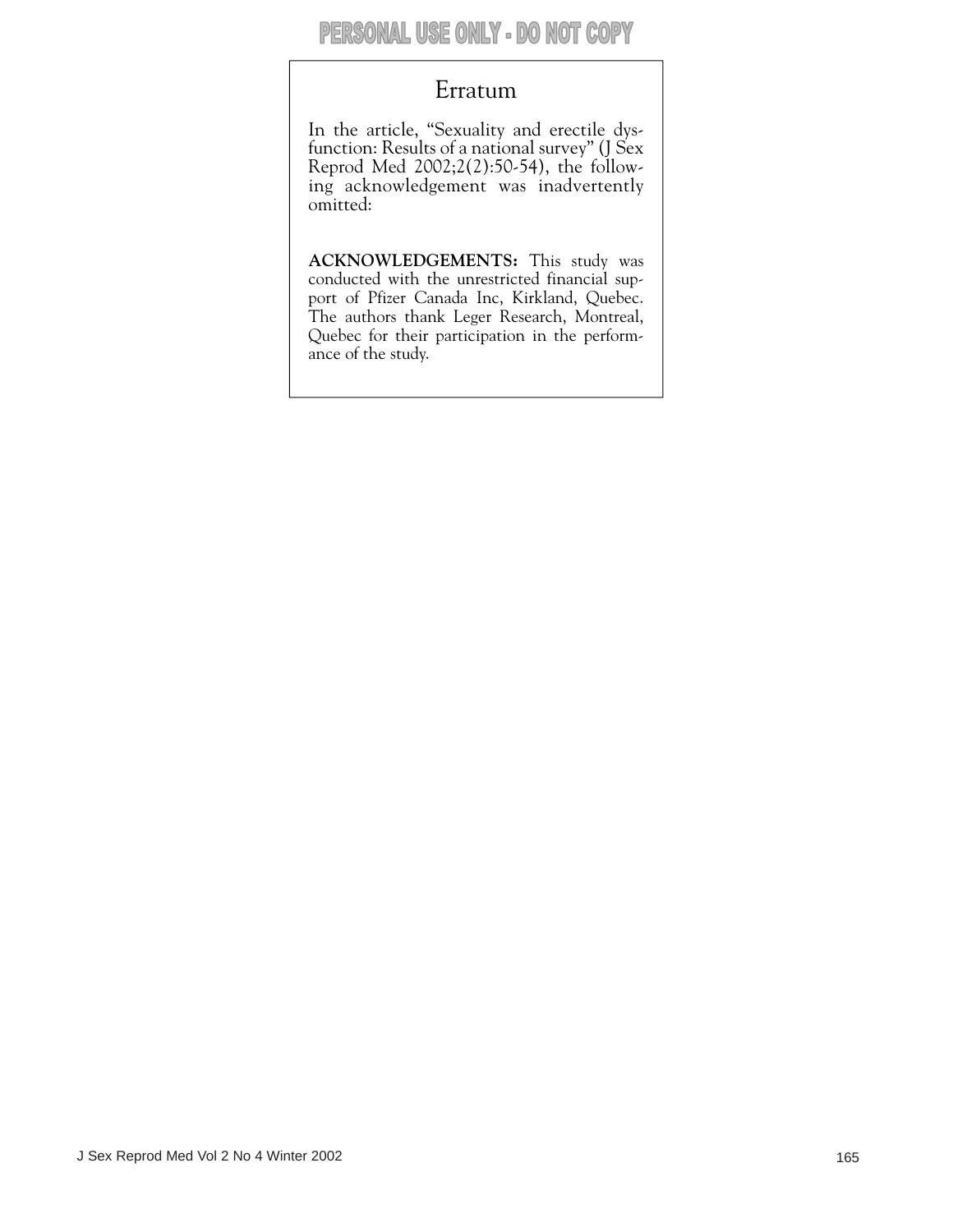# Erratum

In the article, "Sexuality and erectile dysfunction: Results of a national survey" (J Sex Reprod Med 2002;2(2):50-54), the following acknowledgement was inadvertently omitted:

**ACKNOWLEDGEMENTS:** This study was conducted with the unrestricted financial support of Pfizer Canada Inc, Kirkland, Quebec. The authors thank Leger Research, Montreal, Quebec for their participation in the performance of the study.